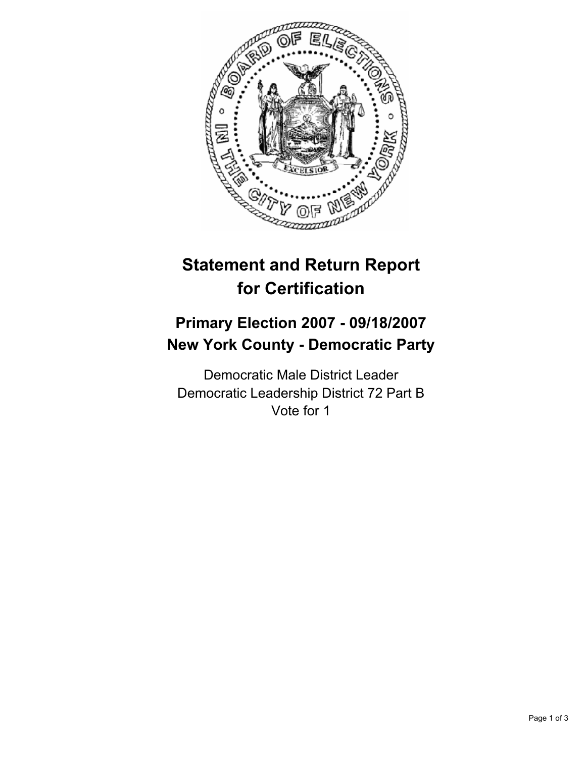# Statement and Return Report for Certification

## Primary Election 2007 - 09/18/2007
## New York County - Democratic Party

Democratic Male District Leader
Democratic Leadership District 72 Part B
Vote for 1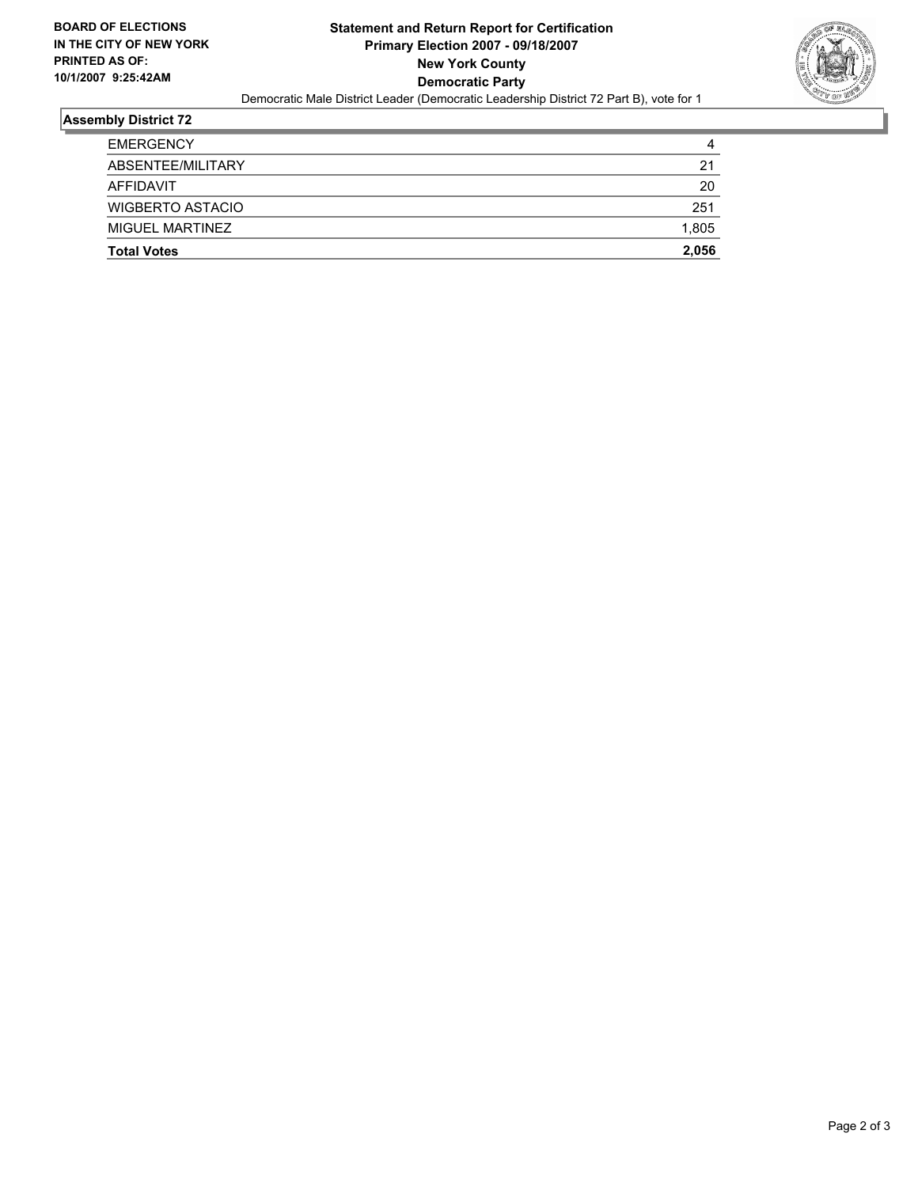**BOARD OF ELECTIONS IN THE CITY OF NEW YORK**
**PRINTED AS OF: 10/1/2007 9:25:42AM**

# Statement and Return Report for Certification
## Primary Election 2007 - 09/18/2007
## New York County
## Democratic Party

Democratic Male District Leader (Democratic Leadership District 72 Part B), vote for 1

### Assembly District 72

| | |
|---|---:|
| EMERGENCY | 4 |
| ABSENTEE/MILITARY | 21 |
| AFFIDAVIT | 20 |
| WIGBERTO ASTACIO | 251 |
| MIGUEL MARTINEZ | 1,805 |
| **Total Votes** | **2,056** |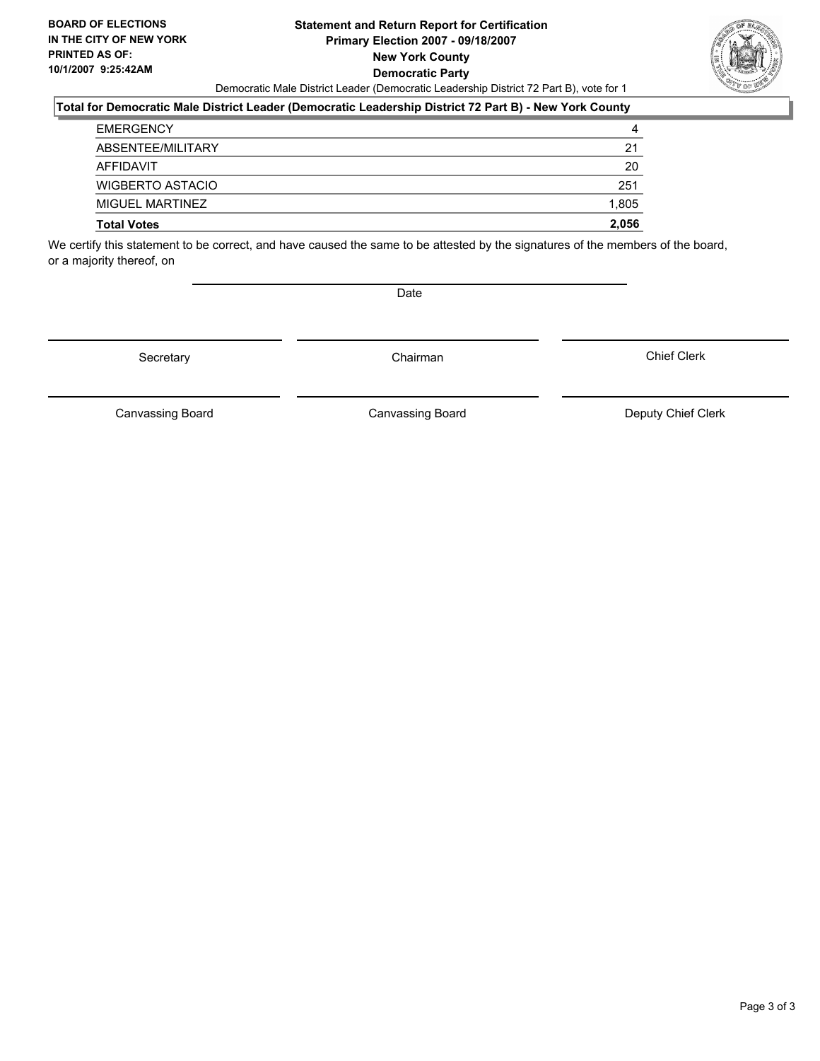**BOARD OF ELECTIONS IN THE CITY OF NEW YORK PRINTED AS OF: 10/1/2007 9:25:42AM**

# Statement and Return Report for Certification
## Primary Election 2007 - 09/18/2007
## New York County
## Democratic Party

Democratic Male District Leader (Democratic Leadership District 72 Part B), vote for 1

**Total for Democratic Male District Leader (Democratic Leadership District 72 Part B) - New York County**

| | |
|---|---|
| EMERGENCY | 4 |
| ABSENTEE/MILITARY | 21 |
| AFFIDAVIT | 20 |
| WIGBERTO ASTACIO | 251 |
| MIGUEL MARTINEZ | 1,805 |
| **Total Votes** | **2,056** |

We certify this statement to be correct, and have caused the same to be attested by the signatures of the members of the board, or a majority thereof, on

Date

Secretary

Chairman

Chief Clerk

Canvassing Board

Canvassing Board

Deputy Chief Clerk